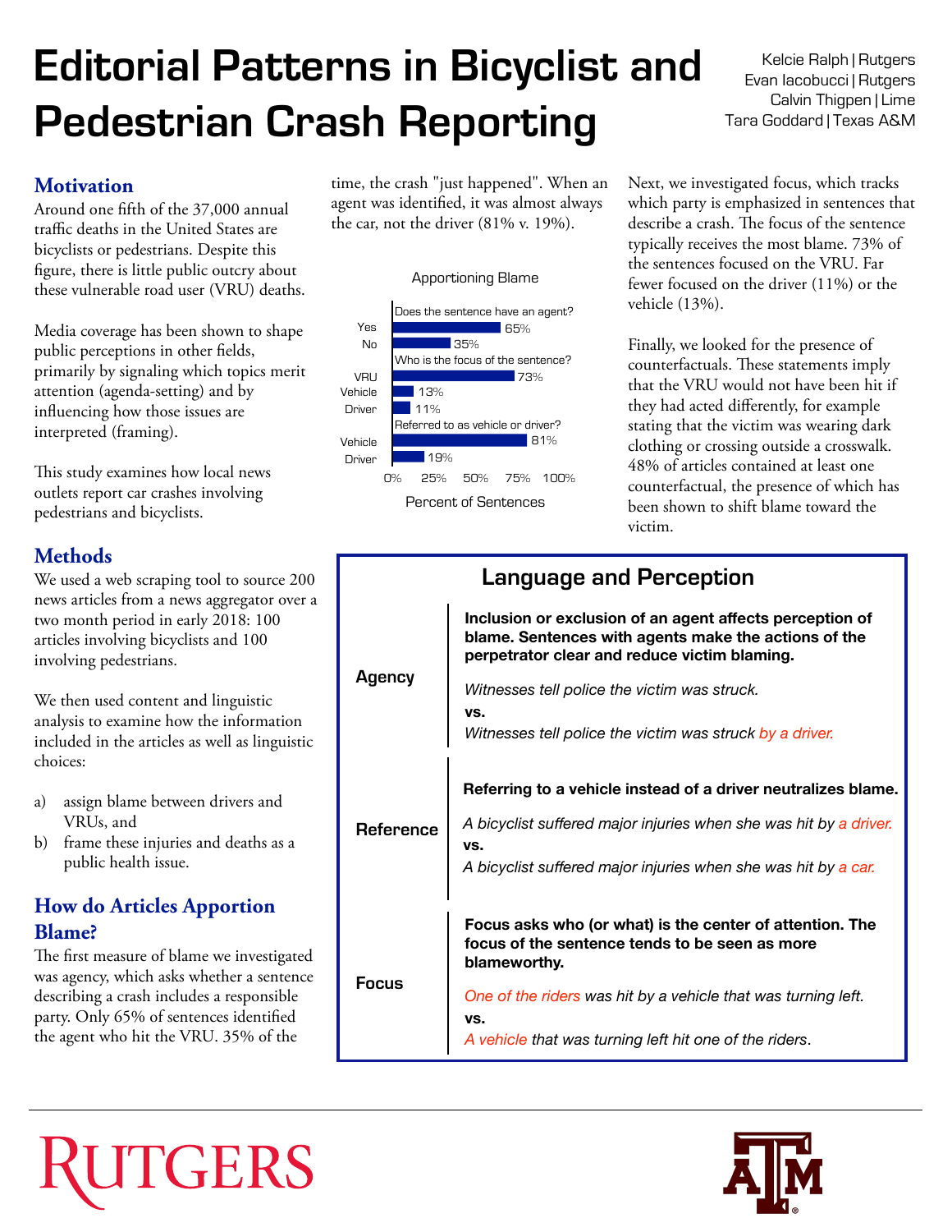# Editorial Patterns in Bicyclist and Pedestrian Crash Reporting

Kelcie Ralph | Rutgers
Evan Iacobucci | Rutgers
Calvin Thigpen | Lime
Tara Goddard | Texas A&M

## Motivation

Around one fifth of the 37,000 annual traffic deaths in the United States are bicyclists or pedestrians. Despite this figure, there is little public outcry about these vulnerable road user (VRU) deaths.

Media coverage has been shown to shape public perceptions in other fields, primarily by signaling which topics merit attention (agenda-setting) and by influencing how those issues are interpreted (framing).

This study examines how local news outlets report car crashes involving pedestrians and bicyclists.

## Methods

We used a web scraping tool to source 200 news articles from a news aggregator over a two month period in early 2018: 100 articles involving bicyclists and 100 involving pedestrians.

We then used content and linguistic analysis to examine how the information included in the articles as well as linguistic choices:

a) assign blame between drivers and VRUs, and
b) frame these injuries and deaths as a public health issue.

## How do Articles Apportion Blame?

The first measure of blame we investigated was agency, which asks whether a sentence describing a crash includes a responsible party. Only 65% of sentences identified the agent who hit the VRU. 35% of the time, the crash "just happened". When an agent was identified, it was almost always the car, not the driver (81% v. 19%).

**Apportioning Blame**

| Question | Response | Percent of Sentences |
|---|---|---|
| Does the sentence have an agent? | Yes | 65% |
| | No | 35% |
| Who is the focus of the sentence? | VRU | 73% |
| | Vehicle | 13% |
| | Driver | 11% |
| Referred to as vehicle or driver? | Vehicle | 81% |
| | Driver | 19% |

Next, we investigated focus, which tracks which party is emphasized in sentences that describe a crash. The focus of the sentence typically receives the most blame. 73% of the sentences focused on the VRU. Far fewer focused on the driver (11%) or the vehicle (13%).

Finally, we looked for the presence of counterfactuals. These statements imply that the VRU would not have been hit if they had acted differently, for example stating that the victim was wearing dark clothing or crossing outside a crosswalk. 48% of articles contained at least one counterfactual, the presence of which has been shown to shift blame toward the victim.

## Language and Perception

**Agency**

**Inclusion or exclusion of an agent affects perception of blame. Sentences with agents make the actions of the perpetrator clear and reduce victim blaming.**

*Witnesses tell police the victim was struck.*
**vs.**
*Witnesses tell police the victim was struck by a driver.*

**Reference**

**Referring to a vehicle instead of a driver neutralizes blame.**

*A bicyclist suffered major injuries when she was hit by a driver.*
**vs.**
*A bicyclist suffered major injuries when she was hit by a car.*

**Focus**

**Focus asks who (or what) is the center of attention. The focus of the sentence tends to be seen as more blameworthy.**

*One of the riders was hit by a vehicle that was turning left.*
**vs.**
*A vehicle that was turning left hit one of the riders.*

RUTGERS

A&M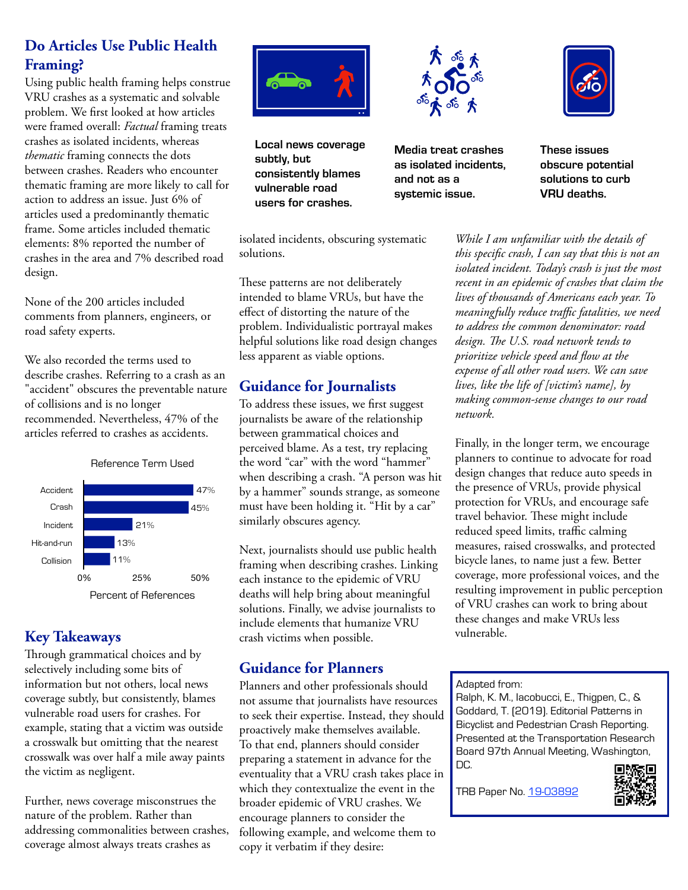## Do Articles Use Public Health Framing?

Using public health framing helps construe VRU crashes as a systematic and solvable problem. We first looked at how articles were framed overall: *Factual* framing treats crashes as isolated incidents, whereas *thematic* framing connects the dots between crashes. Readers who encounter thematic framing are more likely to call for action to address an issue. Just 6% of articles used a predominantly thematic frame. Some articles included thematic elements: 8% reported the number of crashes in the area and 7% described road design.

None of the 200 articles included comments from planners, engineers, or road safety experts.

We also recorded the terms used to describe crashes. Referring to a crash as an "accident" obscures the preventable nature of collisions and is no longer recommended. Nevertheless, 47% of the articles referred to crashes as accidents.

Reference Term Used

Accident 47%
Crash 45%
Incident 21%
Hit-and-run 13%
Collision 11%

0%
25%
50%

Percent of References

## Key Takeaways

Through grammatical choices and by selectively including some bits of information but not others, local news coverage subtly, but consistently, blames vulnerable road users for crashes. For example, stating that a victim was outside a crosswalk but omitting that the nearest crosswalk was over half a mile away paints the victim as negligent.

Further, news coverage misconstrues the nature of the problem. Rather than addressing commonalities between crashes, coverage almost always treats crashes as isolated incidents, obscuring systematic solutions.

These patterns are not deliberately intended to blame VRUs, but have the effect of distorting the nature of the problem. Individualistic portrayal makes helpful solutions like road design changes less apparent as viable options.

**Local news coverage subtly, but consistently blames vulnerable road users for crashes.**

**Media treat crashes as isolated incidents, and not as a systemic issue.**

**These issues obscure potential solutions to curb VRU deaths.**

## Guidance for Journalists

To address these issues, we first suggest journalists be aware of the relationship between grammatical choices and perceived blame. As a test, try replacing the word "car" with the word "hammer" when describing a crash. "A person was hit by a hammer" sounds strange, as someone must have been holding it. "Hit by a car" similarly obscures agency.

Next, journalists should use public health framing when describing crashes. Linking each instance to the epidemic of VRU deaths will help bring about meaningful solutions. Finally, we advise journalists to include elements that humanize VRU crash victims when possible.

## Guidance for Planners

Planners and other professionals should not assume that journalists have resources to seek their expertise. Instead, they should proactively make themselves available. To that end, planners should consider preparing a statement in advance for the eventuality that a VRU crash takes place in which they contextualize the event in the broader epidemic of VRU crashes. We encourage planners to consider the following example, and welcome them to copy it verbatim if they desire:

*While I am unfamiliar with the details of this specific crash, I can say that this is not an isolated incident. Today's crash is just the most recent in an epidemic of crashes that claim the lives of thousands of Americans each year. To meaningfully reduce traffic fatalities, we need to address the common denominator: road design. The U.S. road network tends to prioritize vehicle speed and flow at the expense of all other road users. We can save lives, like the life of [victim's name], by making common-sense changes to our road network.*

Finally, in the longer term, we encourage planners to continue to advocate for road design changes that reduce auto speeds in the presence of VRUs, provide physical protection for VRUs, and encourage safe travel behavior. These might include reduced speed limits, traffic calming measures, raised crosswalks, and protected bicycle lanes, to name just a few. Better coverage, more professional voices, and the resulting improvement in public perception of VRU crashes can work to bring about these changes and make VRUs less vulnerable.

Adapted from:
Ralph, K. M., Iacobucci, E., Thigpen, C., & Goddard, T. (2019). Editorial Patterns in Bicyclist and Pedestrian Crash Reporting. Presented at the Transportation Research Board 97th Annual Meeting, Washington, DC.

TRB Paper No. 19-03892